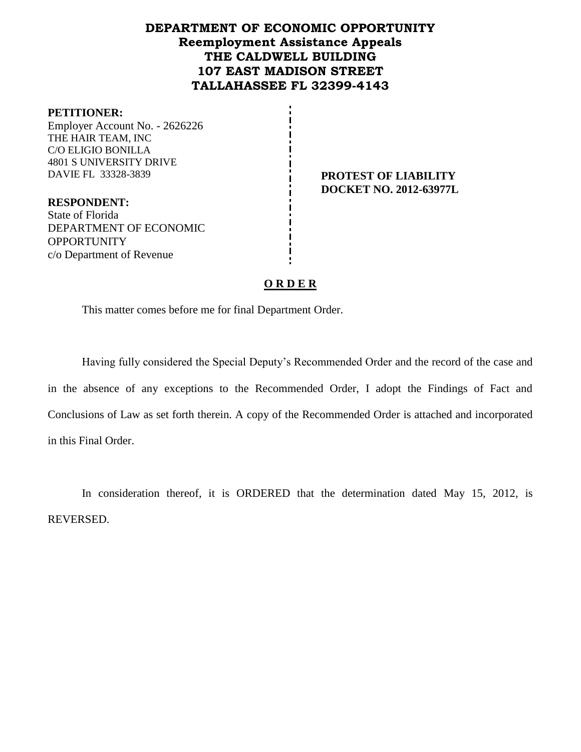# DEPARTMENT OF ECONOMIC OPPORTUNITY
## Reemployment Assistance Appeals
## THE CALDWELL BUILDING
## 107 EAST MADISON STREET
## TALLAHASSEE FL 32399-4143

**PETITIONER:**
Employer Account No. - 2626226
THE HAIR TEAM, INC
C/O ELIGIO BONILLA
4801 S UNIVERSITY DRIVE
DAVIE FL 33328-3839

**PROTEST OF LIABILITY**
**DOCKET NO. 2012-63977L**

**RESPONDENT:**
State of Florida
DEPARTMENT OF ECONOMIC OPPORTUNITY
c/o Department of Revenue

**O R D E R**

This matter comes before me for final Department Order.

Having fully considered the Special Deputy's Recommended Order and the record of the case and in the absence of any exceptions to the Recommended Order, I adopt the Findings of Fact and Conclusions of Law as set forth therein. A copy of the Recommended Order is attached and incorporated in this Final Order.

In consideration thereof, it is ORDERED that the determination dated May 15, 2012, is REVERSED.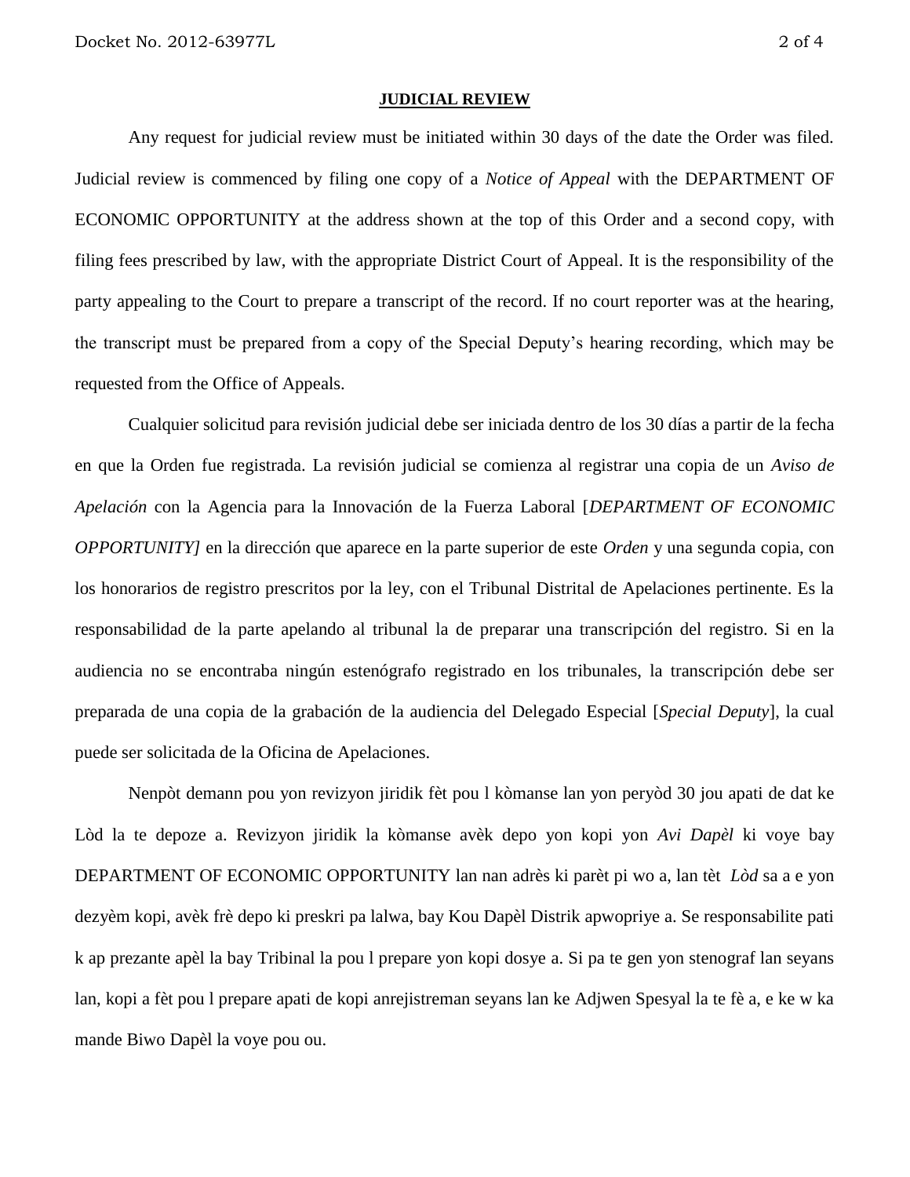**JUDICIAL REVIEW**

Any request for judicial review must be initiated within 30 days of the date the Order was filed. Judicial review is commenced by filing one copy of a *Notice of Appeal* with the DEPARTMENT OF ECONOMIC OPPORTUNITY at the address shown at the top of this Order and a second copy, with filing fees prescribed by law, with the appropriate District Court of Appeal. It is the responsibility of the party appealing to the Court to prepare a transcript of the record. If no court reporter was at the hearing, the transcript must be prepared from a copy of the Special Deputy's hearing recording, which may be requested from the Office of Appeals.

Cualquier solicitud para revisión judicial debe ser iniciada dentro de los 30 días a partir de la fecha en que la Orden fue registrada. La revisión judicial se comienza al registrar una copia de un *Aviso de Apelación* con la Agencia para la Innovación de la Fuerza Laboral [*DEPARTMENT OF ECONOMIC OPPORTUNITY]* en la dirección que aparece en la parte superior de este *Orden* y una segunda copia, con los honorarios de registro prescritos por la ley, con el Tribunal Distrital de Apelaciones pertinente. Es la responsabilidad de la parte apelando al tribunal la de preparar una transcripción del registro. Si en la audiencia no se encontraba ningún estenógrafo registrado en los tribunales, la transcripción debe ser preparada de una copia de la grabación de la audiencia del Delegado Especial [*Special Deputy*], la cual puede ser solicitada de la Oficina de Apelaciones.

Nenpòt demann pou yon revizyon jiridik fèt pou l kòmanse lan yon peryòd 30 jou apati de dat ke Lòd la te depoze a. Revizyon jiridik la kòmanse avèk depo yon kopi yon *Avi Dapèl* ki voye bay DEPARTMENT OF ECONOMIC OPPORTUNITY lan nan adrès ki parèt pi wo a, lan tèt *Lòd* sa a e yon dezyèm kopi, avèk frè depo ki preskri pa lalwa, bay Kou Dapèl Distrik apwopriye a. Se responsabilite pati k ap prezante apèl la bay Tribinal la pou l prepare yon kopi dosye a. Si pa te gen yon stenograf lan seyans lan, kopi a fèt pou l prepare apati de kopi anrejistreman seyans lan ke Adjwen Spesyal la te fè a, e ke w ka mande Biwo Dapèl la voye pou ou.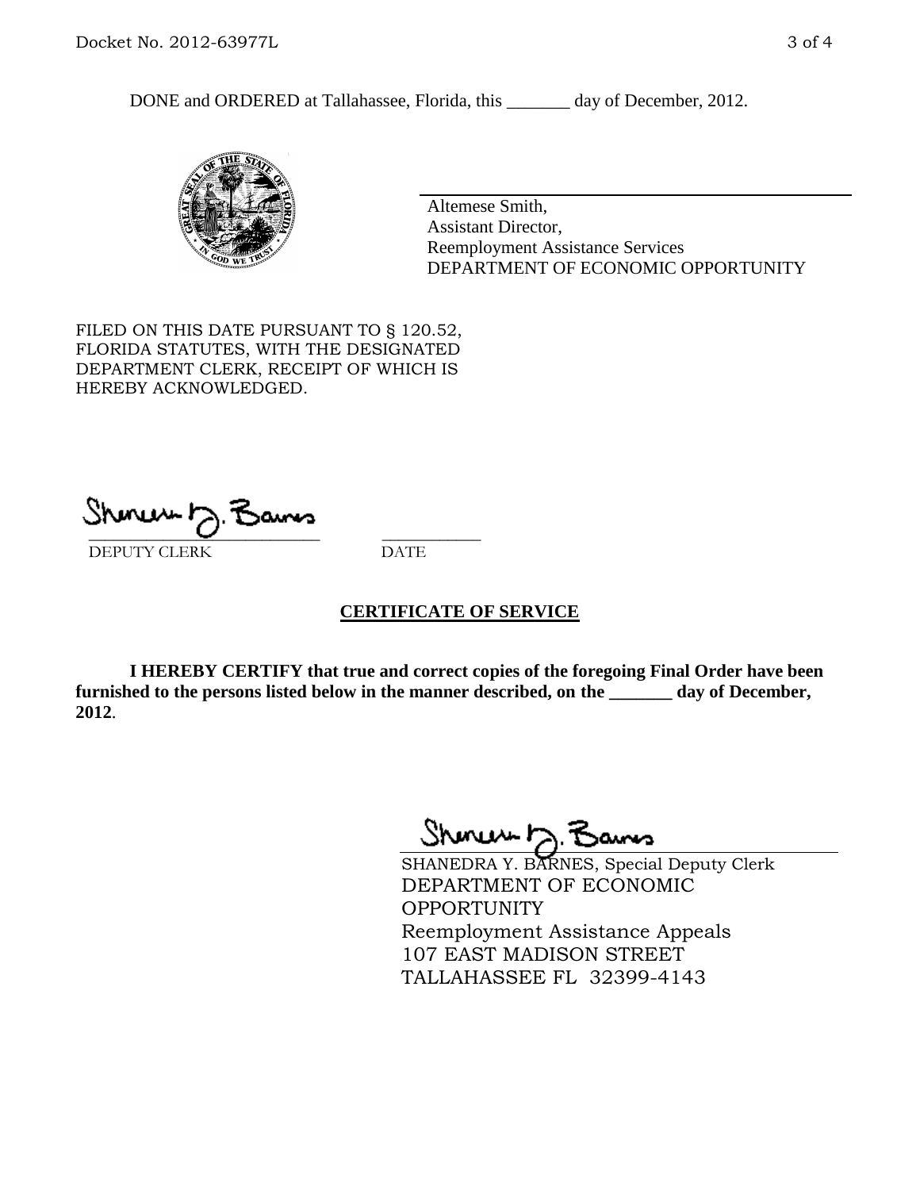DONE and ORDERED at Tallahassee, Florida, this _______ day of December, 2012.

Altemese Smith,
Assistant Director,
Reemployment Assistance Services
DEPARTMENT OF ECONOMIC OPPORTUNITY

FILED ON THIS DATE PURSUANT TO § 120.52, FLORIDA STATUTES, WITH THE DESIGNATED DEPARTMENT CLERK, RECEIPT OF WHICH IS HEREBY ACKNOWLEDGED.

_____________________________ ___________
DEPUTY CLERK DATE

## CERTIFICATE OF SERVICE

**I HEREBY CERTIFY that true and correct copies of the foregoing Final Order have been furnished to the persons listed below in the manner described, on the _______ day of December, 2012**.

SHANEDRA Y. BARNES, Special Deputy Clerk
DEPARTMENT OF ECONOMIC OPPORTUNITY
Reemployment Assistance Appeals
107 EAST MADISON STREET
TALLAHASSEE FL 32399-4143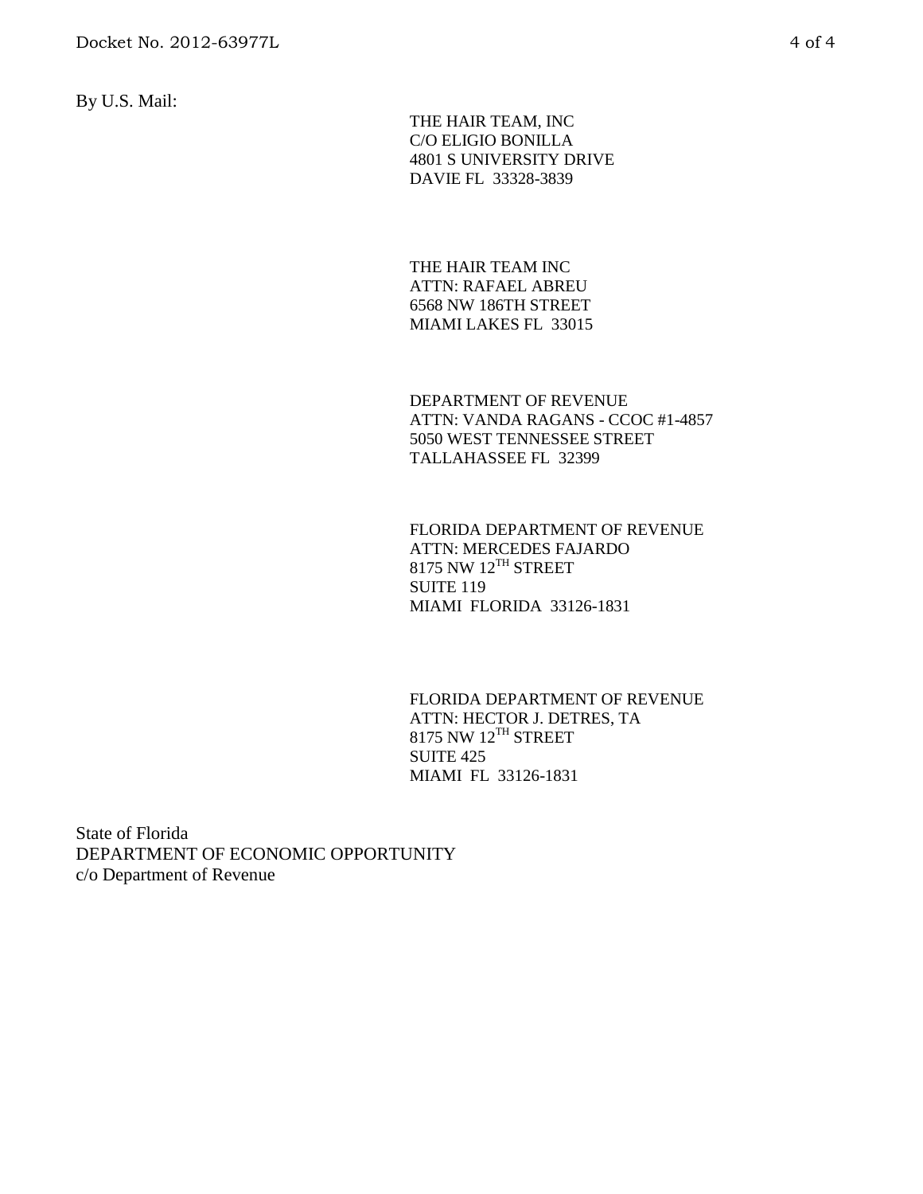By U.S. Mail:

THE HAIR TEAM, INC
C/O ELIGIO BONILLA
4801 S UNIVERSITY DRIVE
DAVIE FL 33328-3839

THE HAIR TEAM INC
ATTN: RAFAEL ABREU
6568 NW 186TH STREET
MIAMI LAKES FL 33015

DEPARTMENT OF REVENUE
ATTN: VANDA RAGANS - CCOC #1-4857
5050 WEST TENNESSEE STREET
TALLAHASSEE FL 32399

FLORIDA DEPARTMENT OF REVENUE
ATTN: MERCEDES FAJARDO
8175 NW 12TH STREET
SUITE 119
MIAMI FLORIDA 33126-1831

FLORIDA DEPARTMENT OF REVENUE
ATTN: HECTOR J. DETRES, TA
8175 NW 12TH STREET
SUITE 425
MIAMI FL 33126-1831

State of Florida
DEPARTMENT OF ECONOMIC OPPORTUNITY
c/o Department of Revenue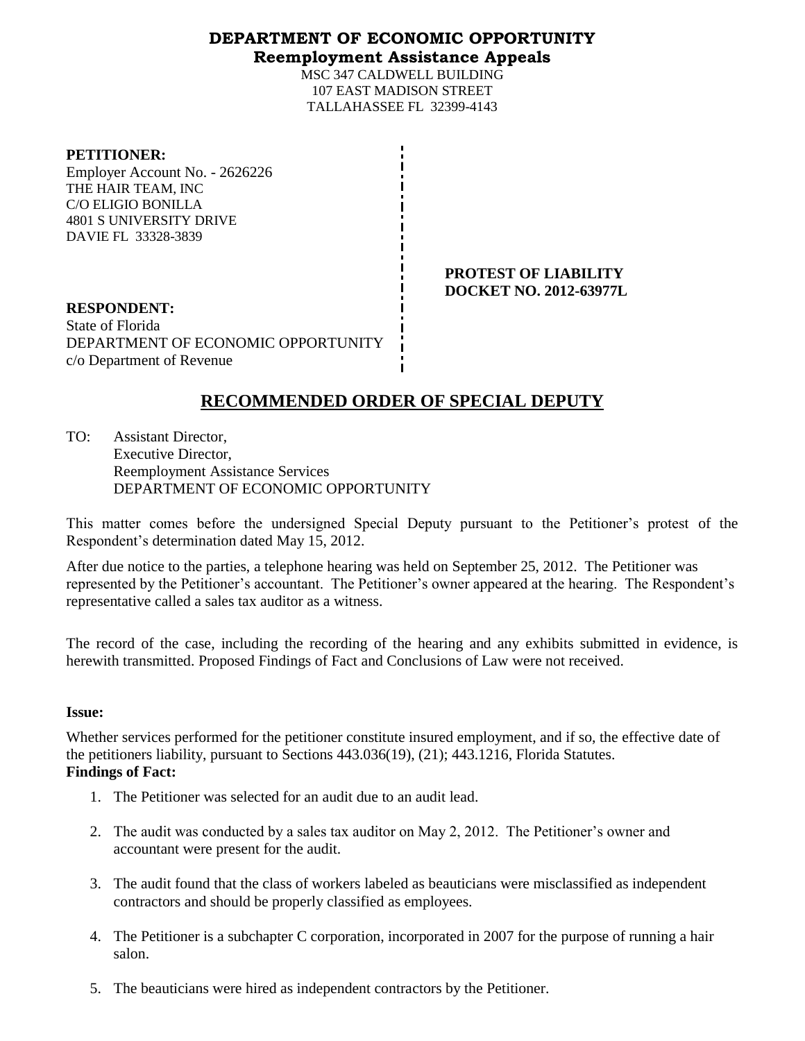**DEPARTMENT OF ECONOMIC OPPORTUNITY**
**Reemployment Assistance Appeals**
MSC 347 CALDWELL BUILDING
107 EAST MADISON STREET
TALLAHASSEE FL 32399-4143

**PETITIONER:**
Employer Account No. - 2626226
THE HAIR TEAM, INC
C/O ELIGIO BONILLA
4801 S UNIVERSITY DRIVE
DAVIE FL 33328-3839

**PROTEST OF LIABILITY**
**DOCKET NO. 2012-63977L**

**RESPONDENT:**
State of Florida
DEPARTMENT OF ECONOMIC OPPORTUNITY
c/o Department of Revenue

# RECOMMENDED ORDER OF SPECIAL DEPUTY

TO: Assistant Director,
Executive Director,
Reemployment Assistance Services
DEPARTMENT OF ECONOMIC OPPORTUNITY

This matter comes before the undersigned Special Deputy pursuant to the Petitioner's protest of the Respondent's determination dated May 15, 2012.

After due notice to the parties, a telephone hearing was held on September 25, 2012. The Petitioner was represented by the Petitioner's accountant. The Petitioner's owner appeared at the hearing. The Respondent's representative called a sales tax auditor as a witness.

The record of the case, including the recording of the hearing and any exhibits submitted in evidence, is herewith transmitted. Proposed Findings of Fact and Conclusions of Law were not received.

**Issue:**

Whether services performed for the petitioner constitute insured employment, and if so, the effective date of the petitioners liability, pursuant to Sections 443.036(19), (21); 443.1216, Florida Statutes.

**Findings of Fact:**

1. The Petitioner was selected for an audit due to an audit lead.
2. The audit was conducted by a sales tax auditor on May 2, 2012. The Petitioner's owner and accountant were present for the audit.
3. The audit found that the class of workers labeled as beauticians were misclassified as independent contractors and should be properly classified as employees.
4. The Petitioner is a subchapter C corporation, incorporated in 2007 for the purpose of running a hair salon.
5. The beauticians were hired as independent contractors by the Petitioner.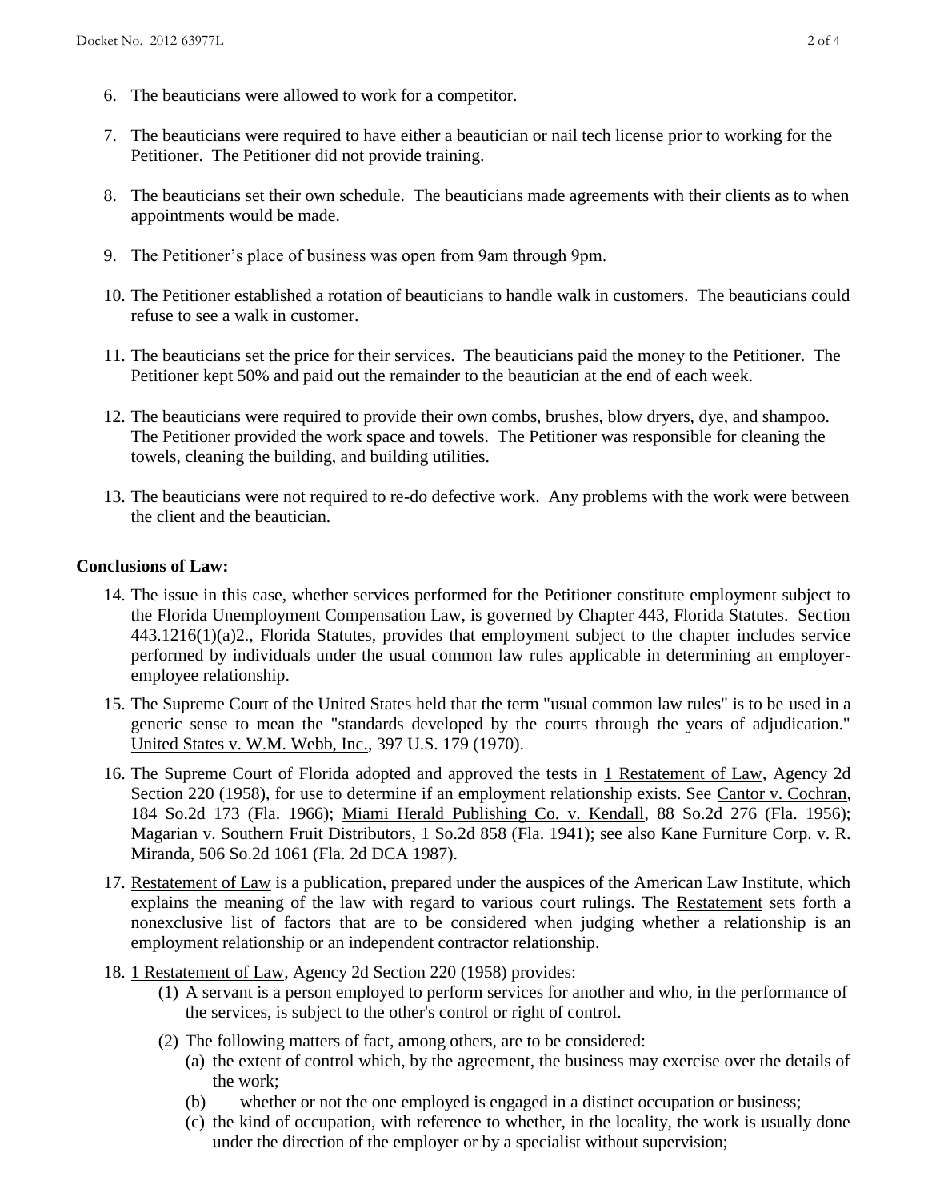6. The beauticians were allowed to work for a competitor.

7. The beauticians were required to have either a beautician or nail tech license prior to working for the Petitioner. The Petitioner did not provide training.

8. The beauticians set their own schedule. The beauticians made agreements with their clients as to when appointments would be made.

9. The Petitioner's place of business was open from 9am through 9pm.

10. The Petitioner established a rotation of beauticians to handle walk in customers. The beauticians could refuse to see a walk in customer.

11. The beauticians set the price for their services. The beauticians paid the money to the Petitioner. The Petitioner kept 50% and paid out the remainder to the beautician at the end of each week.

12. The beauticians were required to provide their own combs, brushes, blow dryers, dye, and shampoo. The Petitioner provided the work space and towels. The Petitioner was responsible for cleaning the towels, cleaning the building, and building utilities.

13. The beauticians were not required to re-do defective work. Any problems with the work were between the client and the beautician.

**Conclusions of Law:**

14. The issue in this case, whether services performed for the Petitioner constitute employment subject to the Florida Unemployment Compensation Law, is governed by Chapter 443, Florida Statutes. Section 443.1216(1)(a)2., Florida Statutes, provides that employment subject to the chapter includes service performed by individuals under the usual common law rules applicable in determining an employer-employee relationship.

15. The Supreme Court of the United States held that the term "usual common law rules" is to be used in a generic sense to mean the "standards developed by the courts through the years of adjudication." United States v. W.M. Webb, Inc., 397 U.S. 179 (1970).

16. The Supreme Court of Florida adopted and approved the tests in 1 Restatement of Law, Agency 2d Section 220 (1958), for use to determine if an employment relationship exists. See Cantor v. Cochran, 184 So.2d 173 (Fla. 1966); Miami Herald Publishing Co. v. Kendall, 88 So.2d 276 (Fla. 1956); Magarian v. Southern Fruit Distributors, 1 So.2d 858 (Fla. 1941); see also Kane Furniture Corp. v. R. Miranda, 506 So.2d 1061 (Fla. 2d DCA 1987).

17. Restatement of Law is a publication, prepared under the auspices of the American Law Institute, which explains the meaning of the law with regard to various court rulings. The Restatement sets forth a nonexclusive list of factors that are to be considered when judging whether a relationship is an employment relationship or an independent contractor relationship.

18. 1 Restatement of Law, Agency 2d Section 220 (1958) provides:
    (1) A servant is a person employed to perform services for another and who, in the performance of the services, is subject to the other's control or right of control.
    (2) The following matters of fact, among others, are to be considered:
        (a) the extent of control which, by the agreement, the business may exercise over the details of the work;
        (b) whether or not the one employed is engaged in a distinct occupation or business;
        (c) the kind of occupation, with reference to whether, in the locality, the work is usually done under the direction of the employer or by a specialist without supervision;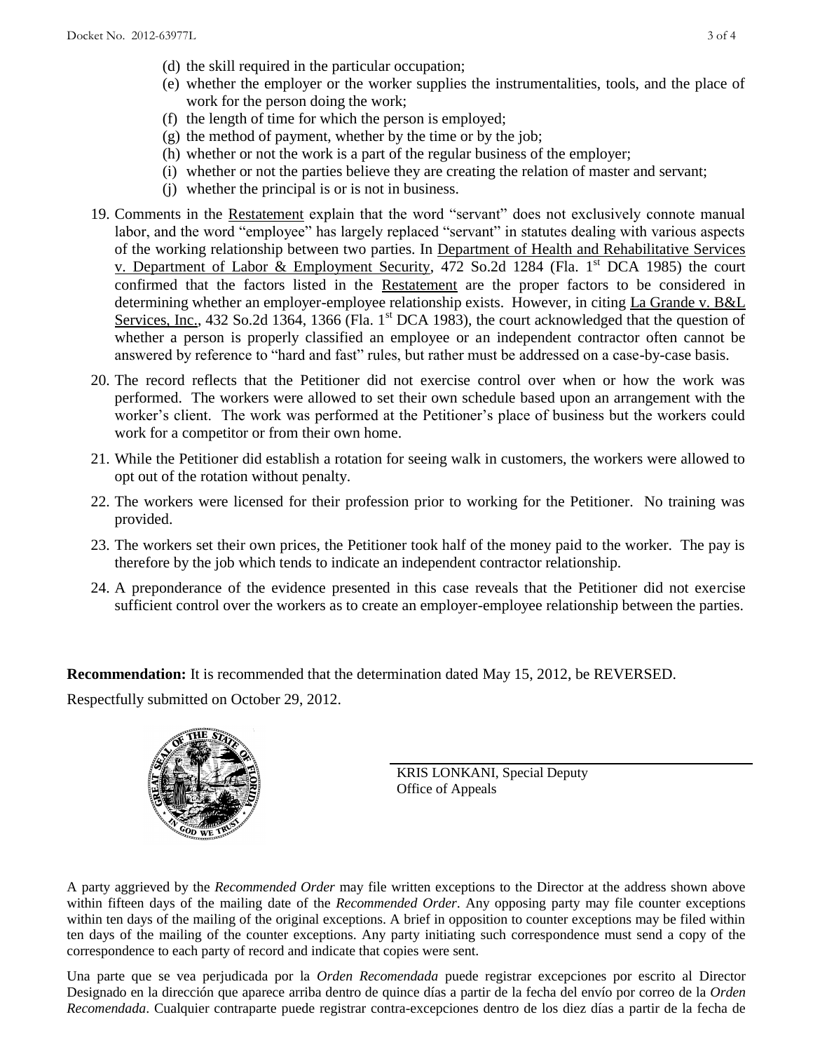(d) the skill required in the particular occupation;
(e) whether the employer or the worker supplies the instrumentalities, tools, and the place of work for the person doing the work;
(f) the length of time for which the person is employed;
(g) the method of payment, whether by the time or by the job;
(h) whether or not the work is a part of the regular business of the employer;
(i) whether or not the parties believe they are creating the relation of master and servant;
(j) whether the principal is or is not in business.

19. Comments in the Restatement explain that the word "servant" does not exclusively connote manual labor, and the word "employee" has largely replaced "servant" in statutes dealing with various aspects of the working relationship between two parties. In Department of Health and Rehabilitative Services v. Department of Labor & Employment Security, 472 So.2d 1284 (Fla. 1st DCA 1985) the court confirmed that the factors listed in the Restatement are the proper factors to be considered in determining whether an employer-employee relationship exists. However, in citing La Grande v. B&L Services, Inc., 432 So.2d 1364, 1366 (Fla. 1st DCA 1983), the court acknowledged that the question of whether a person is properly classified an employee or an independent contractor often cannot be answered by reference to "hard and fast" rules, but rather must be addressed on a case-by-case basis.

20. The record reflects that the Petitioner did not exercise control over when or how the work was performed. The workers were allowed to set their own schedule based upon an arrangement with the worker's client. The work was performed at the Petitioner's place of business but the workers could work for a competitor or from their own home.

21. While the Petitioner did establish a rotation for seeing walk in customers, the workers were allowed to opt out of the rotation without penalty.

22. The workers were licensed for their profession prior to working for the Petitioner. No training was provided.

23. The workers set their own prices, the Petitioner took half of the money paid to the worker. The pay is therefore by the job which tends to indicate an independent contractor relationship.

24. A preponderance of the evidence presented in this case reveals that the Petitioner did not exercise sufficient control over the workers as to create an employer-employee relationship between the parties.

**Recommendation:** It is recommended that the determination dated May 15, 2012, be REVERSED.

Respectfully submitted on October 29, 2012.

KRIS LONKANI, Special Deputy
Office of Appeals

A party aggrieved by the *Recommended Order* may file written exceptions to the Director at the address shown above within fifteen days of the mailing date of the *Recommended Order*. Any opposing party may file counter exceptions within ten days of the mailing of the original exceptions. A brief in opposition to counter exceptions may be filed within ten days of the mailing of the counter exceptions. Any party initiating such correspondence must send a copy of the correspondence to each party of record and indicate that copies were sent.

Una parte que se vea perjudicada por la *Orden Recomendada* puede registrar excepciones por escrito al Director Designado en la dirección que aparece arriba dentro de quince días a partir de la fecha del envío por correo de la *Orden Recomendada*. Cualquier contraparte puede registrar contra-excepciones dentro de los diez días a partir de la fecha de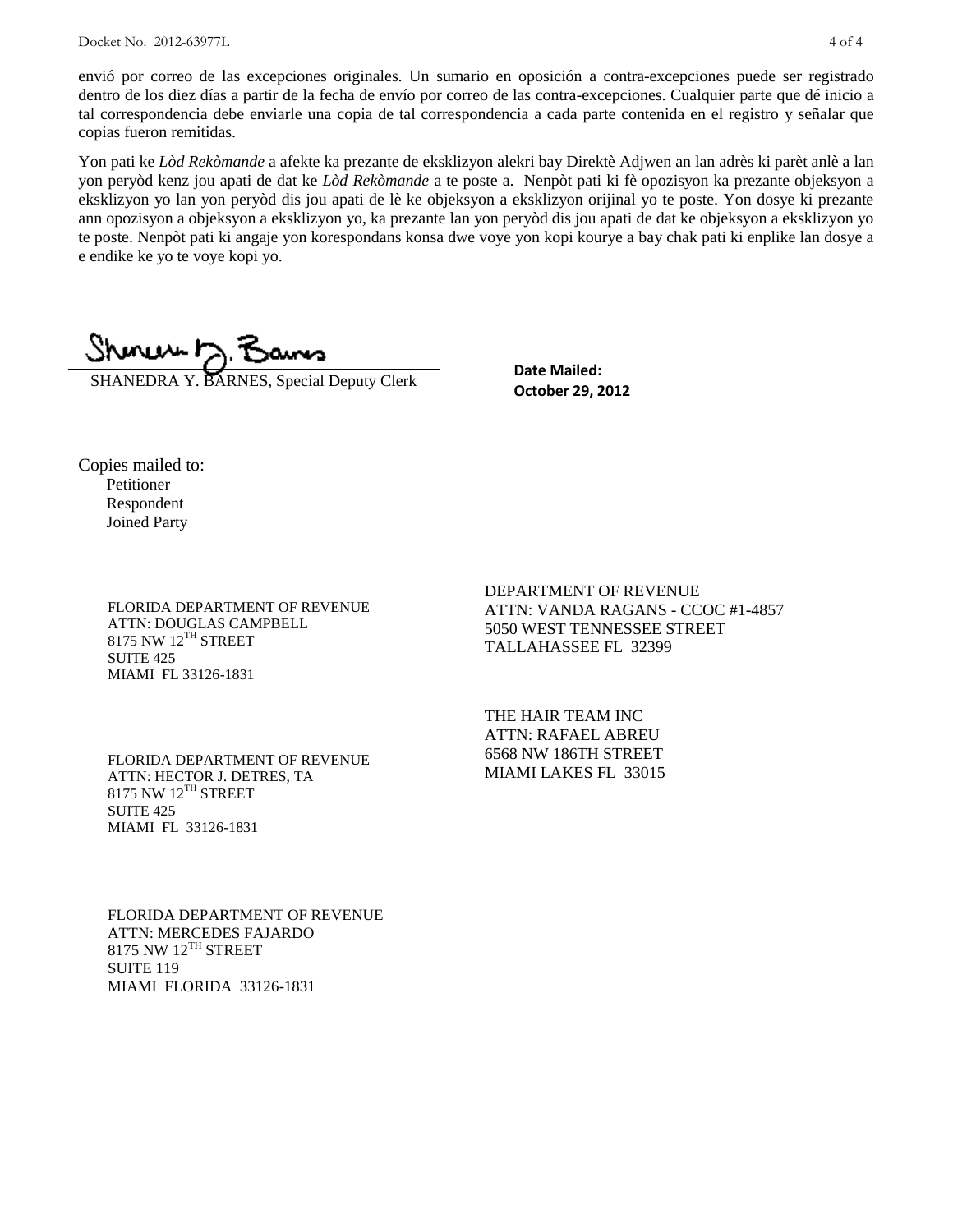envió por correo de las excepciones originales. Un sumario en oposición a contra-excepciones puede ser registrado dentro de los diez días a partir de la fecha de envío por correo de las contra-excepciones. Cualquier parte que dé inicio a tal correspondencia debe enviarle una copia de tal correspondencia a cada parte contenida en el registro y señalar que copias fueron remitidas.

Yon pati ke *Lòd Rekòmande* a afekte ka prezante de eksklizyon alekri bay Direktè Adjwen an lan adrès ki parèt anlè a lan yon peryòd kenz jou apati de dat ke *Lòd Rekòmande* a te poste a. Nenpòt pati ki fè opozisyon ka prezante objeksyon a eksklizyon yo lan yon peryòd dis jou apati de lè ke objeksyon a eksklizyon orijinal yo te poste. Yon dosye ki prezante ann opozisyon a objeksyon a eksklizyon yo, ka prezante lan yon peryòd dis jou apati de dat ke objeksyon a eksklizyon yo te poste. Nenpòt pati ki angaje yon korespondans konsa dwe voye yon kopi kourye a bay chak pati ki enplike lan dosye a e endike ke yo te voye kopi yo.

SHANEDRA Y. BARNES, Special Deputy Clerk

**Date Mailed:**
**October 29, 2012**

Copies mailed to:
Petitioner
Respondent
Joined Party

FLORIDA DEPARTMENT OF REVENUE
ATTN: DOUGLAS CAMPBELL
8175 NW 12TH STREET
SUITE 425
MIAMI FL 33126-1831

FLORIDA DEPARTMENT OF REVENUE
ATTN: HECTOR J. DETRES, TA
8175 NW 12TH STREET
SUITE 425
MIAMI FL 33126-1831

FLORIDA DEPARTMENT OF REVENUE
ATTN: MERCEDES FAJARDO
8175 NW 12TH STREET
SUITE 119
MIAMI FLORIDA 33126-1831

DEPARTMENT OF REVENUE
ATTN: VANDA RAGANS - CCOC #1-4857
5050 WEST TENNESSEE STREET
TALLAHASSEE FL 32399

THE HAIR TEAM INC
ATTN: RAFAEL ABREU
6568 NW 186TH STREET
MIAMI LAKES FL 33015